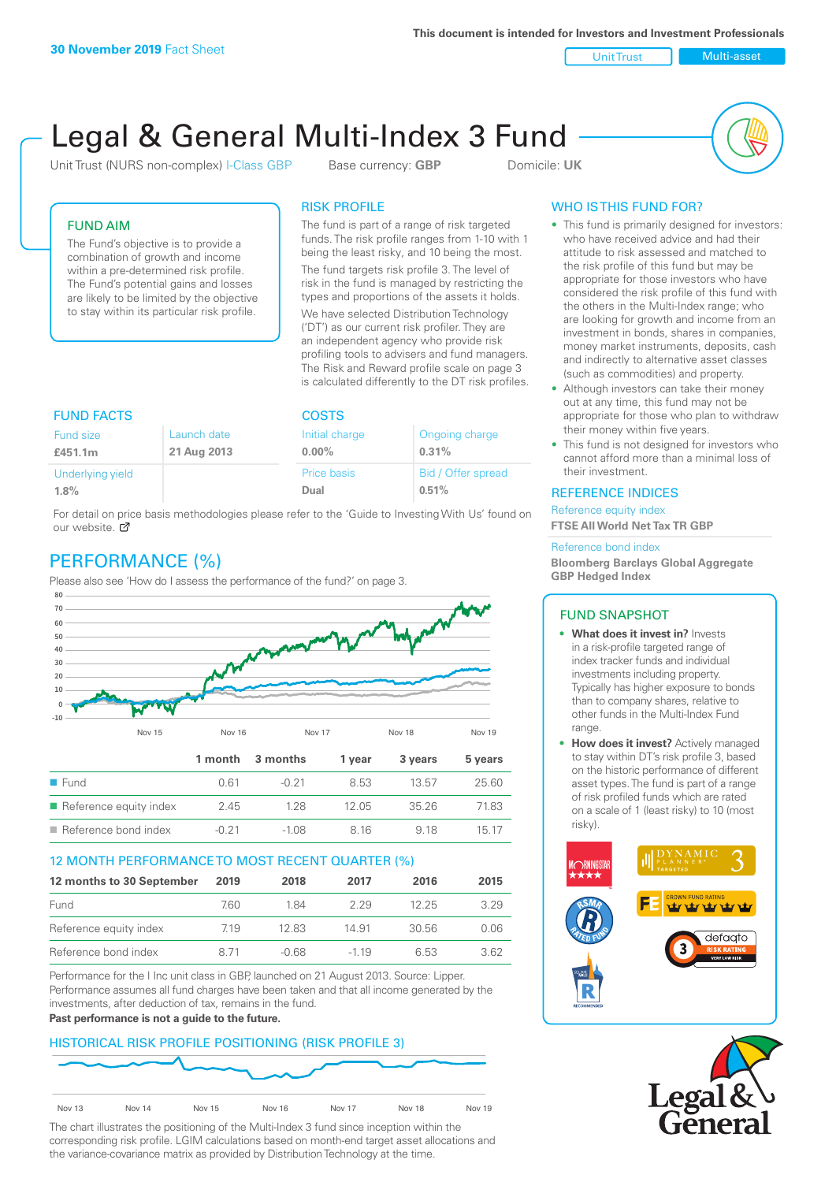**30 November 2019** Fact Sheet

This document is intended for Investors and Investment Professionals

Unit Trust | Multi-asset

# Legal & General Multi-Index 3 Fund

Unit Trust (NURS non-complex) I-Class GBP    Base currency: **GBP**    Domicile: **UK**

## FUND AIM

The Fund's objective is to provide a combination of growth and income within a pre-determined risk profile. The Fund's potential gains and losses are likely to be limited by the objective to stay within its particular risk profile.

## RISK PROFILE

The fund is part of a range of risk targeted funds. The risk profile ranges from 1-10 with 1 being the least risky, and 10 being the most.

The fund targets risk profile 3. The level of risk in the fund is managed by restricting the types and proportions of the assets it holds.

We have selected Distribution Technology ('DT') as our current risk profiler. They are an independent agency who provide risk profiling tools to advisers and fund managers. The Risk and Reward profile scale on page 3 is calculated differently to the DT risk profiles.

## WHO IS THIS FUND FOR?

- This fund is primarily designed for investors: who have received advice and had their attitude to risk assessed and matched to the risk profile of this fund but may be appropriate for those investors who have considered the risk profile of this fund with the others in the Multi-Index range; who are looking for growth and income from an investment in bonds, shares in companies, money market instruments, deposits, cash and indirectly to alternative asset classes (such as commodities) and property.
- Although investors can take their money out at any time, this fund may not be appropriate for those who plan to withdraw their money within five years.
- This fund is not designed for investors who cannot afford more than a minimal loss of their investment.

## FUND FACTS

| Fund size | Launch date |
|---|---|
| **£451.1m** | **21 Aug 2013** |
| Underlying yield | |
| **1.8%** | |

## COSTS

| Initial charge | Ongoing charge |
|---|---|
| **0.00%** | **0.31%** |
| Price basis | Bid / Offer spread |
| **Dual** | **0.51%** |

For detail on price basis methodologies please refer to the 'Guide to Investing With Us' found on our website.

## REFERENCE INDICES

Reference equity index
**FTSE All World Net Tax TR GBP**

Reference bond index
**Bloomberg Barclays Global Aggregate GBP Hedged Index**

## PERFORMANCE (%)

Please also see 'How do I assess the performance of the fund?' on page 3.

| | 1 month | 3 months | 1 year | 3 years | 5 years |
|---|---|---|---|---|---|
| Fund | 0.61 | -0.21 | 8.53 | 13.57 | 25.60 |
| Reference equity index | 2.45 | 1.28 | 12.05 | 35.26 | 71.83 |
| Reference bond index | -0.21 | -1.08 | 8.16 | 9.18 | 15.17 |

## 12 MONTH PERFORMANCE TO MOST RECENT QUARTER (%)

| 12 months to 30 September | 2019 | 2018 | 2017 | 2016 | 2015 |
|---|---|---|---|---|---|
| Fund | 7.60 | 1.84 | 2.29 | 12.25 | 3.29 |
| Reference equity index | 7.19 | 12.83 | 14.91 | 30.56 | 0.06 |
| Reference bond index | 8.71 | -0.68 | -1.19 | 6.53 | 3.62 |

Performance for the I Inc unit class in GBP, launched on 21 August 2013. Source: Lipper. Performance assumes all fund charges have been taken and that all income generated by the investments, after deduction of tax, remains in the fund.

**Past performance is not a guide to the future.**

## FUND SNAPSHOT

- **What does it invest in?** Invests in a risk-profile targeted range of index tracker funds and individual investments including property. Typically has higher exposure to bonds than to company shares, relative to other funds in the Multi-Index Fund range.
- **How does it invest?** Actively managed to stay within DT's risk profile 3, based on the historic performance of different asset types. The fund is part of a range of risk profiled funds which are rated on a scale of 1 (least risky) to 10 (most risky).

## HISTORICAL RISK PROFILE POSITIONING (RISK PROFILE 3)

The chart illustrates the positioning of the Multi-Index 3 fund since inception within the corresponding risk profile. LGIM calculations based on month-end target asset allocations and the variance-covariance matrix as provided by Distribution Technology at the time.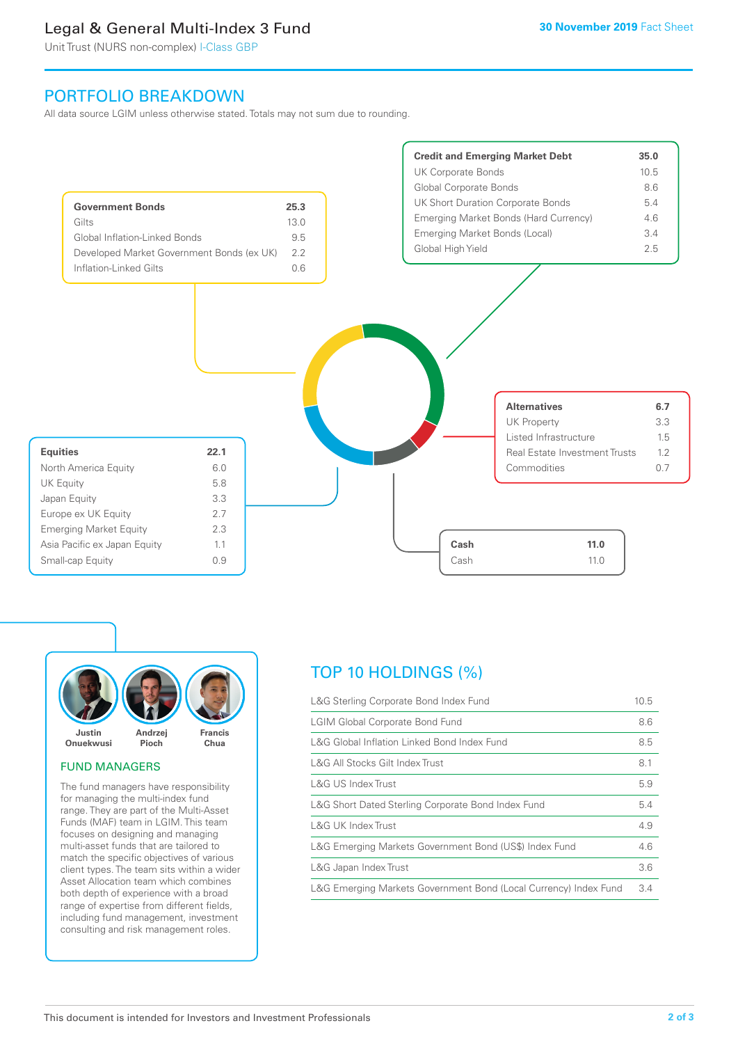# Legal & General Multi-Index 3 Fund

Unit Trust (NURS non-complex) I-Class GBP

30 November 2019 Fact Sheet

## PORTFOLIO BREAKDOWN

All data source LGIM unless otherwise stated. Totals may not sum due to rounding.

| Government Bonds | 25.3 |
|---|---|
| Gilts | 13.0 |
| Global Inflation-Linked Bonds | 9.5 |
| Developed Market Government Bonds (ex UK) | 2.2 |
| Inflation-Linked Gilts | 0.6 |

| Credit and Emerging Market Debt | 35.0 |
|---|---|
| UK Corporate Bonds | 10.5 |
| Global Corporate Bonds | 8.6 |
| UK Short Duration Corporate Bonds | 5.4 |
| Emerging Market Bonds (Hard Currency) | 4.6 |
| Emerging Market Bonds (Local) | 3.4 |
| Global High Yield | 2.5 |

| Alternatives | 6.7 |
|---|---|
| UK Property | 3.3 |
| Listed Infrastructure | 1.5 |
| Real Estate Investment Trusts | 1.2 |
| Commodities | 0.7 |

| Equities | 22.1 |
|---|---|
| North America Equity | 6.0 |
| UK Equity | 5.8 |
| Japan Equity | 3.3 |
| Europe ex UK Equity | 2.7 |
| Emerging Market Equity | 2.3 |
| Asia Pacific ex Japan Equity | 1.1 |
| Small-cap Equity | 0.9 |

| Cash | 11.0 |
|---|---|
| Cash | 11.0 |

Justin Onuekwusi, Andrzej Pioch, Francis Chua

## FUND MANAGERS

The fund managers have responsibility for managing the multi-index fund range. They are part of the Multi-Asset Funds (MAF) team in LGIM. This team focuses on designing and managing multi-asset funds that are tailored to match the specific objectives of various client types. The team sits within a wider Asset Allocation team which combines both depth of experience with a broad range of expertise from different fields, including fund management, investment consulting and risk management roles.

## TOP 10 HOLDINGS (%)

| Holding | % |
|---|---|
| L&G Sterling Corporate Bond Index Fund | 10.5 |
| LGIM Global Corporate Bond Fund | 8.6 |
| L&G Global Inflation Linked Bond Index Fund | 8.5 |
| L&G All Stocks Gilt Index Trust | 8.1 |
| L&G US Index Trust | 5.9 |
| L&G Short Dated Sterling Corporate Bond Index Fund | 5.4 |
| L&G UK Index Trust | 4.9 |
| L&G Emerging Markets Government Bond (US$) Index Fund | 4.6 |
| L&G Japan Index Trust | 3.6 |
| L&G Emerging Markets Government Bond (Local Currency) Index Fund | 3.4 |

This document is intended for Investors and Investment Professionals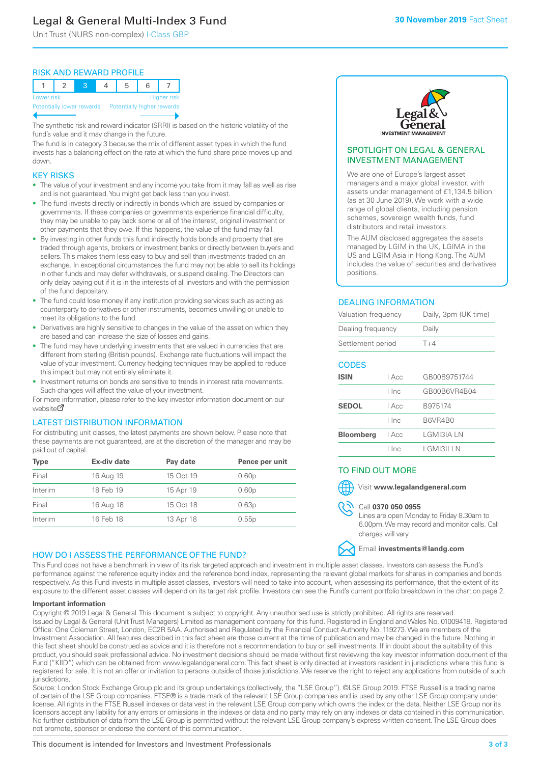# Legal & General Multi-Index 3 Fund

Unit Trust (NURS non-complex) I-Class GBP

30 November 2019 Fact Sheet

## RISK AND REWARD PROFILE

| 1 | 2 | 3 | 4 | 5 | 6 | 7 |
|---|---|---|---|---|---|---|

Lower risk — Higher risk

Potentially lower rewards — Potentially higher rewards

The synthetic risk and reward indicator (SRRI) is based on the historic volatility of the fund's value and it may change in the future.

The fund is in category 3 because the mix of different asset types in which the fund invests has a balancing effect on the rate at which the fund share price moves up and down.

## KEY RISKS

- The value of your investment and any income you take from it may fall as well as rise and is not guaranteed. You might get back less than you invest.
- The fund invests directly or indirectly in bonds which are issued by companies or governments. If these companies or governments experience financial difficulty, they may be unable to pay back some or all of the interest, original investment or other payments that they owe. If this happens, the value of the fund may fall.
- By investing in other funds this fund indirectly holds bonds and property that are traded through agents, brokers or investment banks or directly between buyers and sellers. This makes them less easy to buy and sell than investments traded on an exchange. In exceptional circumstances the fund may not be able to sell its holdings in other funds and may defer withdrawals, or suspend dealing. The Directors can only delay paying out if it is in the interests of all investors and with the permission of the fund depositary.
- The fund could lose money if any institution providing services such as acting as counterparty to derivatives or other instruments, becomes unwilling or unable to meet its obligations to the fund.
- Derivatives are highly sensitive to changes in the value of the asset on which they are based and can increase the size of losses and gains.
- The fund may have underlying investments that are valued in currencies that are different from sterling (British pounds). Exchange rate fluctuations will impact the value of your investment. Currency hedging techniques may be applied to reduce this impact but may not entirely eliminate it.
- Investment returns on bonds are sensitive to trends in interest rate movements. Such changes will affect the value of your investment.

For more information, please refer to the key investor information document on our website

## LATEST DISTRIBUTION INFORMATION

For distributing unit classes, the latest payments are shown below. Please note that these payments are not guaranteed, are at the discretion of the manager and may be paid out of capital.

| Type | Ex-div date | Pay date | Pence per unit |
|---|---|---|---|
| Final | 16 Aug 19 | 15 Oct 19 | 0.60p |
| Interim | 18 Feb 19 | 15 Apr 19 | 0.60p |
| Final | 16 Aug 18 | 15 Oct 18 | 0.63p |
| Interim | 16 Feb 18 | 13 Apr 18 | 0.55p |

## SPOTLIGHT ON LEGAL & GENERAL INVESTMENT MANAGEMENT

We are one of Europe's largest asset managers and a major global investor, with assets under management of £1,134.5 billion (as at 30 June 2019). We work with a wide range of global clients, including pension schemes, sovereign wealth funds, fund distributors and retail investors.

The AUM disclosed aggregates the assets managed by LGIM in the UK, LGIMA in the US and LGIM Asia in Hong Kong. The AUM includes the value of securities and derivatives positions.

## DEALING INFORMATION

| | |
|---|---|
| Valuation frequency | Daily, 3pm (UK time) |
| Dealing frequency | Daily |
| Settlement period | T+4 |

## CODES

| | | |
|---|---|---|
| **ISIN** | I Acc | GB00B9751744 |
| | I Inc | GB00B6VR4B04 |
| **SEDOL** | I Acc | B975174 |
| | I Inc | B6VR4B0 |
| **Bloomberg** | I Acc | LGMI3IA LN |
| | I Inc | LGMI3II LN |

## TO FIND OUT MORE

Visit **www.legalandgeneral.com**

Call **0370 050 0955**
Lines are open Monday to Friday 8.30am to 6.00pm. We may record and monitor calls. Call charges will vary.

Email **investments@landg.com**

## HOW DO I ASSESS THE PERFORMANCE OF THE FUND?

This Fund does not have a benchmark in view of its risk targeted approach and investment in multiple asset classes. Investors can assess the Fund's performance against the reference equity index and the reference bond index, representing the relevant global markets for shares in companies and bonds respectively. As this Fund invests in multiple asset classes, investors will need to take into account, when assessing its performance, that the extent of its exposure to the different asset classes will depend on its target risk profile. Investors can see the Fund's current portfolio breakdown in the chart on page 2.

### Important information

Copyright © 2019 Legal & General. This document is subject to copyright. Any unauthorised use is strictly prohibited. All rights are reserved.

Issued by Legal & General (Unit Trust Managers) Limited as management company for this fund. Registered in England and Wales No. 01009418. Registered Office: One Coleman Street, London, EC2R 5AA. Authorised and Regulated by the Financial Conduct Authority No. 119273. We are members of the Investment Association. All features described in this fact sheet are those current at the time of publication and may be changed in the future. Nothing in this fact sheet should be construed as advice and it is therefore not a recommendation to buy or sell investments. If in doubt about the suitability of this product, you should seek professional advice. No investment decisions should be made without first reviewing the key investor information document of the Fund ("KIID") which can be obtained from www.legalandgeneral.com. This fact sheet is only directed at investors resident in jurisdictions where this fund is registered for sale. It is not an offer or invitation to persons outside of those jurisdictions. We reserve the right to reject any applications from outside of such jurisdictions.

Source: London Stock Exchange Group plc and its group undertakings (collectively, the "LSE Group"). ©LSE Group 2019. FTSE Russell is a trading name of certain of the LSE Group companies. FTSE® is a trade mark of the relevant LSE Group companies and is used by any other LSE Group company under license. All rights in the FTSE Russell indexes or data vest in the relevant LSE Group company which owns the index or the data. Neither LSE Group nor its licensors accept any liability for any errors or omissions in the indexes or data and no party may rely on any indexes or data contained in this communication. No further distribution of data from the LSE Group is permitted without the relevant LSE Group company's express written consent. The LSE Group does not promote, sponsor or endorse the content of this communication.

This document is intended for Investors and Investment Professionals